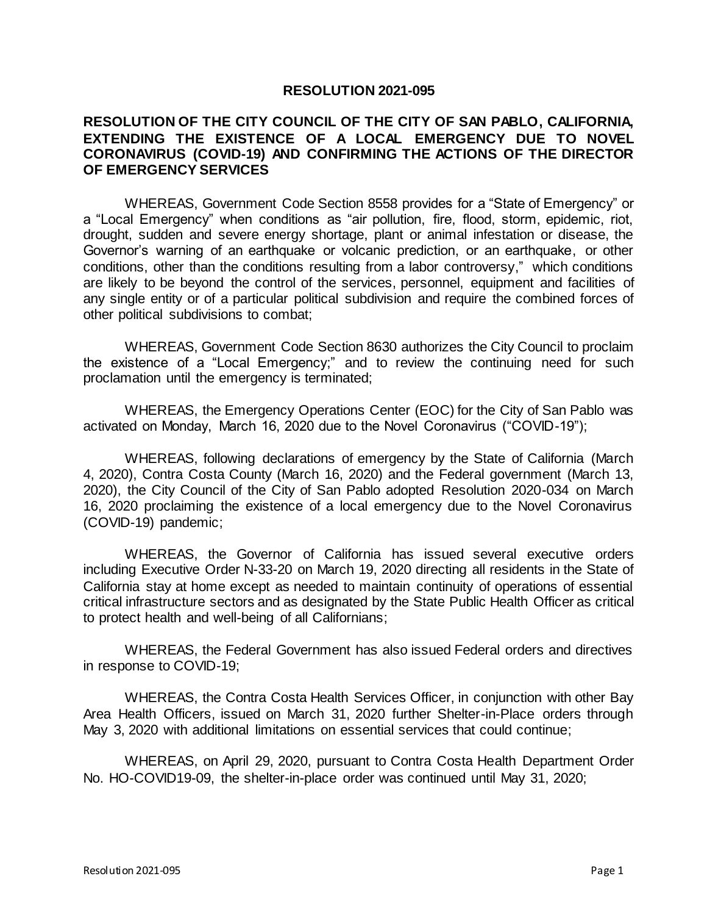# RESOLUTION 2021-095

## RESOLUTION OF THE CITY COUNCIL OF THE CITY OF SAN PABLO, CALIFORNIA, EXTENDING THE EXISTENCE OF A LOCAL EMERGENCY DUE TO NOVEL CORONAVIRUS (COVID-19) AND CONFIRMING THE ACTIONS OF THE DIRECTOR OF EMERGENCY SERVICES

WHEREAS, Government Code Section 8558 provides for a "State of Emergency" or a "Local Emergency" when conditions as "air pollution, fire, flood, storm, epidemic, riot, drought, sudden and severe energy shortage, plant or animal infestation or disease, the Governor's warning of an earthquake or volcanic prediction, or an earthquake, or other conditions, other than the conditions resulting from a labor controversy," which conditions are likely to be beyond the control of the services, personnel, equipment and facilities of any single entity or of a particular political subdivision and require the combined forces of other political subdivisions to combat;

WHEREAS, Government Code Section 8630 authorizes the City Council to proclaim the existence of a "Local Emergency;" and to review the continuing need for such proclamation until the emergency is terminated;

WHEREAS, the Emergency Operations Center (EOC) for the City of San Pablo was activated on Monday, March 16, 2020 due to the Novel Coronavirus ("COVID-19");

WHEREAS, following declarations of emergency by the State of California (March 4, 2020), Contra Costa County (March 16, 2020) and the Federal government (March 13, 2020), the City Council of the City of San Pablo adopted Resolution 2020-034 on March 16, 2020 proclaiming the existence of a local emergency due to the Novel Coronavirus (COVID-19) pandemic;

WHEREAS, the Governor of California has issued several executive orders including Executive Order N-33-20 on March 19, 2020 directing all residents in the State of California stay at home except as needed to maintain continuity of operations of essential critical infrastructure sectors and as designated by the State Public Health Officer as critical to protect health and well-being of all Californians;

WHEREAS, the Federal Government has also issued Federal orders and directives in response to COVID-19;

WHEREAS, the Contra Costa Health Services Officer, in conjunction with other Bay Area Health Officers, issued on March 31, 2020 further Shelter-in-Place orders through May 3, 2020 with additional limitations on essential services that could continue;

WHEREAS, on April 29, 2020, pursuant to Contra Costa Health Department Order No. HO-COVID19-09, the shelter-in-place order was continued until May 31, 2020;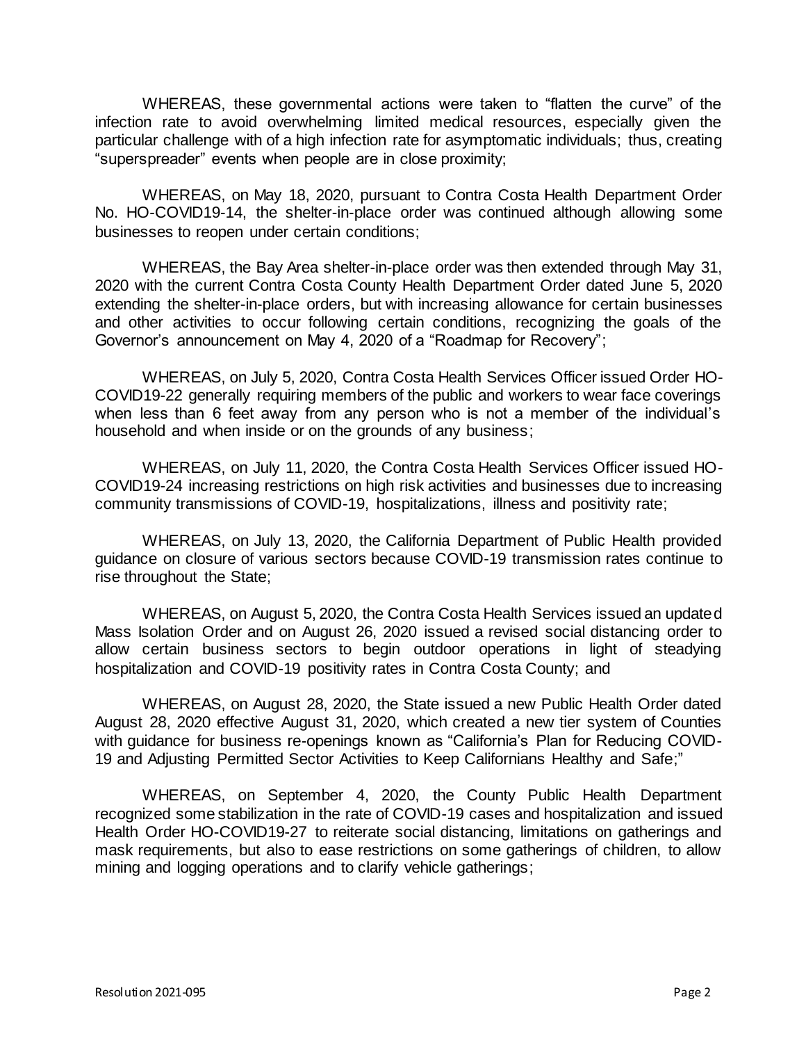WHEREAS, these governmental actions were taken to "flatten the curve" of the infection rate to avoid overwhelming limited medical resources, especially given the particular challenge with of a high infection rate for asymptomatic individuals; thus, creating "superspreader" events when people are in close proximity;

WHEREAS, on May 18, 2020, pursuant to Contra Costa Health Department Order No. HO-COVID19-14, the shelter-in-place order was continued although allowing some businesses to reopen under certain conditions;

WHEREAS, the Bay Area shelter-in-place order was then extended through May 31, 2020 with the current Contra Costa County Health Department Order dated June 5, 2020 extending the shelter-in-place orders, but with increasing allowance for certain businesses and other activities to occur following certain conditions, recognizing the goals of the Governor's announcement on May 4, 2020 of a "Roadmap for Recovery";

WHEREAS, on July 5, 2020, Contra Costa Health Services Officer issued Order HO-COVID19-22 generally requiring members of the public and workers to wear face coverings when less than 6 feet away from any person who is not a member of the individual's household and when inside or on the grounds of any business;

WHEREAS, on July 11, 2020, the Contra Costa Health Services Officer issued HO-COVID19-24 increasing restrictions on high risk activities and businesses due to increasing community transmissions of COVID-19, hospitalizations, illness and positivity rate;

WHEREAS, on July 13, 2020, the California Department of Public Health provided guidance on closure of various sectors because COVID-19 transmission rates continue to rise throughout the State;

WHEREAS, on August 5, 2020, the Contra Costa Health Services issued an updated Mass Isolation Order and on August 26, 2020 issued a revised social distancing order to allow certain business sectors to begin outdoor operations in light of steadying hospitalization and COVID-19 positivity rates in Contra Costa County; and

WHEREAS, on August 28, 2020, the State issued a new Public Health Order dated August 28, 2020 effective August 31, 2020, which created a new tier system of Counties with guidance for business re-openings known as "California's Plan for Reducing COVID-19 and Adjusting Permitted Sector Activities to Keep Californians Healthy and Safe;"

WHEREAS, on September 4, 2020, the County Public Health Department recognized some stabilization in the rate of COVID-19 cases and hospitalization and issued Health Order HO-COVID19-27 to reiterate social distancing, limitations on gatherings and mask requirements, but also to ease restrictions on some gatherings of children, to allow mining and logging operations and to clarify vehicle gatherings;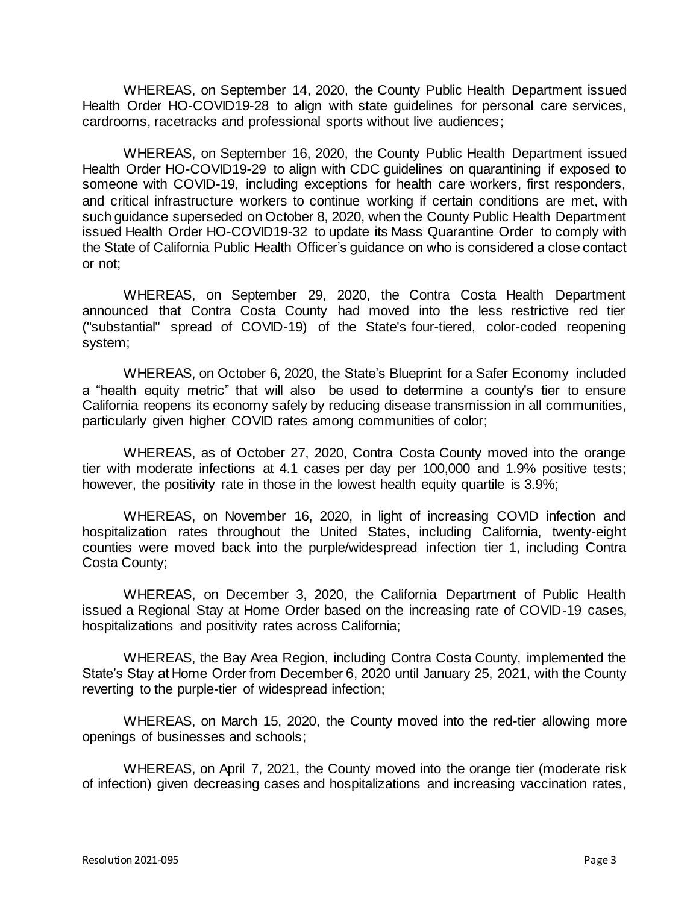WHEREAS, on September 14, 2020, the County Public Health Department issued Health Order HO-COVID19-28 to align with state guidelines for personal care services, cardrooms, racetracks and professional sports without live audiences;

WHEREAS, on September 16, 2020, the County Public Health Department issued Health Order HO-COVID19-29 to align with CDC guidelines on quarantining if exposed to someone with COVID-19, including exceptions for health care workers, first responders, and critical infrastructure workers to continue working if certain conditions are met, with such guidance superseded on October 8, 2020, when the County Public Health Department issued Health Order HO-COVID19-32 to update its Mass Quarantine Order to comply with the State of California Public Health Officer's guidance on who is considered a close contact or not;

WHEREAS, on September 29, 2020, the Contra Costa Health Department announced that Contra Costa County had moved into the less restrictive red tier ("substantial" spread of COVID-19) of the State's four-tiered, color-coded reopening system;

WHEREAS, on October 6, 2020, the State's Blueprint for a Safer Economy included a "health equity metric" that will also be used to determine a county's tier to ensure California reopens its economy safely by reducing disease transmission in all communities, particularly given higher COVID rates among communities of color;

WHEREAS, as of October 27, 2020, Contra Costa County moved into the orange tier with moderate infections at 4.1 cases per day per 100,000 and 1.9% positive tests; however, the positivity rate in those in the lowest health equity quartile is 3.9%;

WHEREAS, on November 16, 2020, in light of increasing COVID infection and hospitalization rates throughout the United States, including California, twenty-eight counties were moved back into the purple/widespread infection tier 1, including Contra Costa County;

WHEREAS, on December 3, 2020, the California Department of Public Health issued a Regional Stay at Home Order based on the increasing rate of COVID-19 cases, hospitalizations and positivity rates across California;

WHEREAS, the Bay Area Region, including Contra Costa County, implemented the State's Stay at Home Order from December 6, 2020 until January 25, 2021, with the County reverting to the purple-tier of widespread infection;

WHEREAS, on March 15, 2020, the County moved into the red-tier allowing more openings of businesses and schools;

WHEREAS, on April 7, 2021, the County moved into the orange tier (moderate risk of infection) given decreasing cases and hospitalizations and increasing vaccination rates,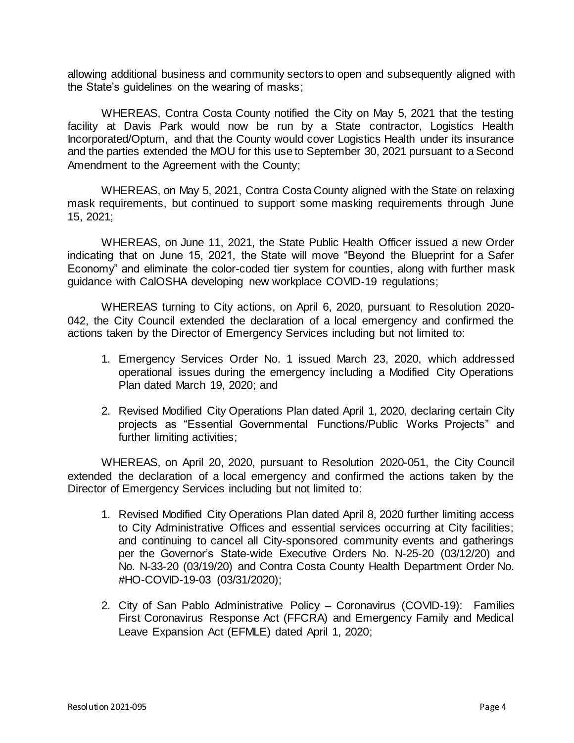allowing additional business and community sectors to open and subsequently aligned with the State's guidelines on the wearing of masks;

WHEREAS, Contra Costa County notified the City on May 5, 2021 that the testing facility at Davis Park would now be run by a State contractor, Logistics Health Incorporated/Optum, and that the County would cover Logistics Health under its insurance and the parties extended the MOU for this use to September 30, 2021 pursuant to a Second Amendment to the Agreement with the County;

WHEREAS, on May 5, 2021, Contra Costa County aligned with the State on relaxing mask requirements, but continued to support some masking requirements through June 15, 2021;

WHEREAS, on June 11, 2021, the State Public Health Officer issued a new Order indicating that on June 15, 2021, the State will move "Beyond the Blueprint for a Safer Economy" and eliminate the color-coded tier system for counties, along with further mask guidance with CalOSHA developing new workplace COVID-19 regulations;

WHEREAS turning to City actions, on April 6, 2020, pursuant to Resolution 2020-042, the City Council extended the declaration of a local emergency and confirmed the actions taken by the Director of Emergency Services including but not limited to:

1. Emergency Services Order No. 1 issued March 23, 2020, which addressed operational issues during the emergency including a Modified City Operations Plan dated March 19, 2020; and

2. Revised Modified City Operations Plan dated April 1, 2020, declaring certain City projects as "Essential Governmental Functions/Public Works Projects" and further limiting activities;

WHEREAS, on April 20, 2020, pursuant to Resolution 2020-051, the City Council extended the declaration of a local emergency and confirmed the actions taken by the Director of Emergency Services including but not limited to:

1. Revised Modified City Operations Plan dated April 8, 2020 further limiting access to City Administrative Offices and essential services occurring at City facilities; and continuing to cancel all City-sponsored community events and gatherings per the Governor's State-wide Executive Orders No. N-25-20 (03/12/20) and No. N-33-20 (03/19/20) and Contra Costa County Health Department Order No. #HO-COVID-19-03 (03/31/2020);

2. City of San Pablo Administrative Policy – Coronavirus (COVID-19): Families First Coronavirus Response Act (FFCRA) and Emergency Family and Medical Leave Expansion Act (EFMLE) dated April 1, 2020;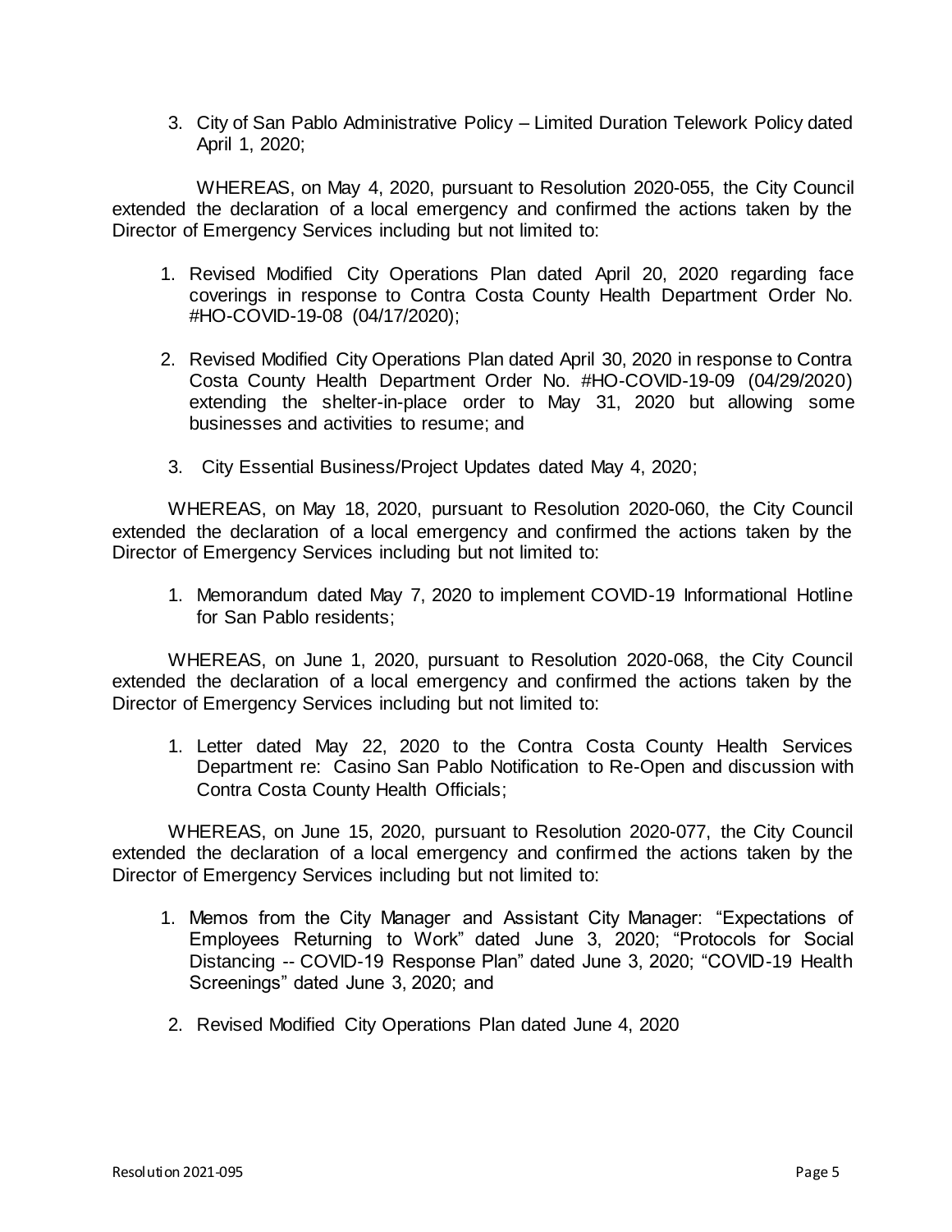3. City of San Pablo Administrative Policy – Limited Duration Telework Policy dated April 1, 2020;

WHEREAS, on May 4, 2020, pursuant to Resolution 2020-055, the City Council extended the declaration of a local emergency and confirmed the actions taken by the Director of Emergency Services including but not limited to:

1. Revised Modified City Operations Plan dated April 20, 2020 regarding face coverings in response to Contra Costa County Health Department Order No. #HO-COVID-19-08 (04/17/2020);
2. Revised Modified City Operations Plan dated April 30, 2020 in response to Contra Costa County Health Department Order No. #HO-COVID-19-09 (04/29/2020) extending the shelter-in-place order to May 31, 2020 but allowing some businesses and activities to resume; and
3. City Essential Business/Project Updates dated May 4, 2020;

WHEREAS, on May 18, 2020, pursuant to Resolution 2020-060, the City Council extended the declaration of a local emergency and confirmed the actions taken by the Director of Emergency Services including but not limited to:

1. Memorandum dated May 7, 2020 to implement COVID-19 Informational Hotline for San Pablo residents;

WHEREAS, on June 1, 2020, pursuant to Resolution 2020-068, the City Council extended the declaration of a local emergency and confirmed the actions taken by the Director of Emergency Services including but not limited to:

1. Letter dated May 22, 2020 to the Contra Costa County Health Services Department re: Casino San Pablo Notification to Re-Open and discussion with Contra Costa County Health Officials;

WHEREAS, on June 15, 2020, pursuant to Resolution 2020-077, the City Council extended the declaration of a local emergency and confirmed the actions taken by the Director of Emergency Services including but not limited to:

1. Memos from the City Manager and Assistant City Manager: "Expectations of Employees Returning to Work" dated June 3, 2020; "Protocols for Social Distancing -- COVID-19 Response Plan" dated June 3, 2020; "COVID-19 Health Screenings" dated June 3, 2020; and
2. Revised Modified City Operations Plan dated June 4, 2020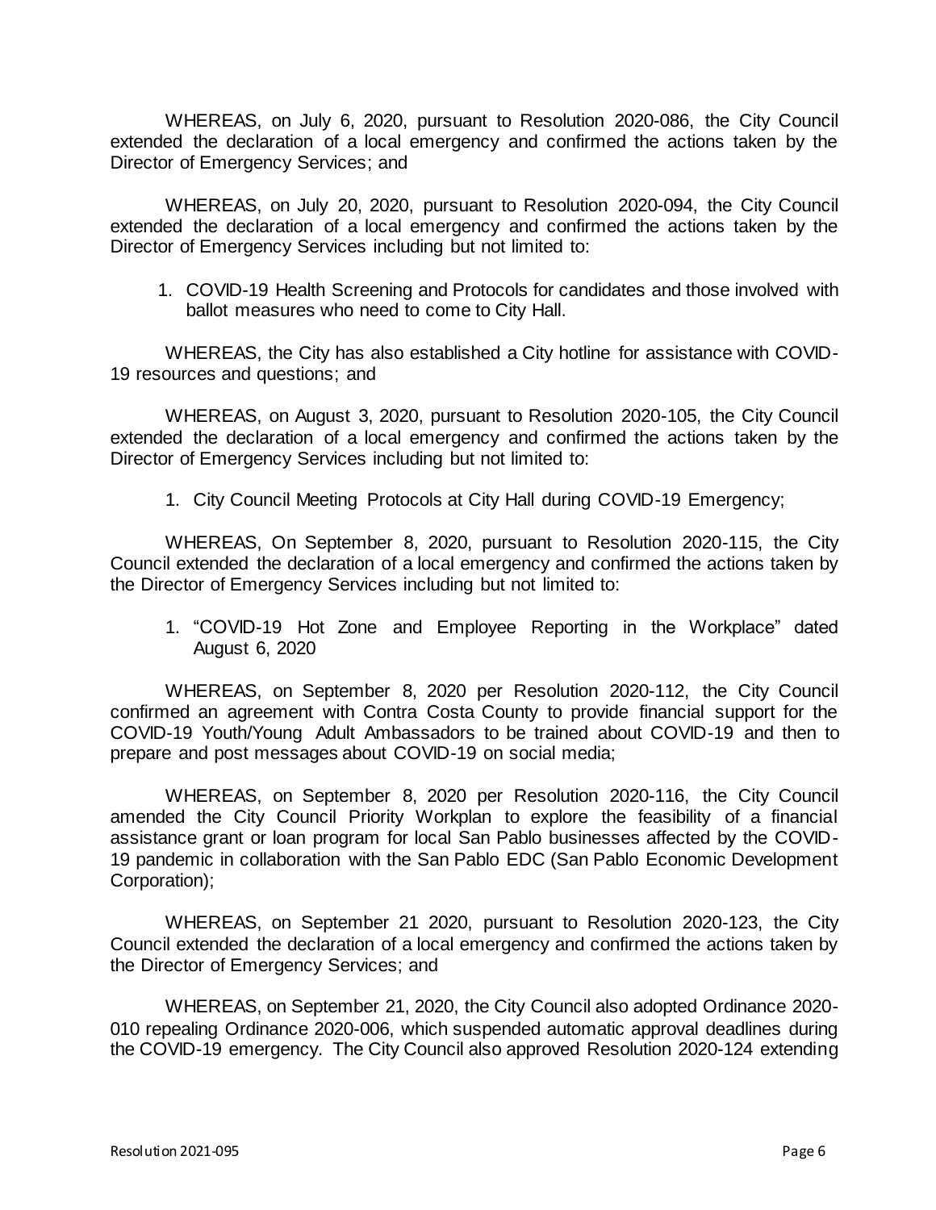WHEREAS, on July 6, 2020, pursuant to Resolution 2020-086, the City Council extended the declaration of a local emergency and confirmed the actions taken by the Director of Emergency Services; and

WHEREAS, on July 20, 2020, pursuant to Resolution 2020-094, the City Council extended the declaration of a local emergency and confirmed the actions taken by the Director of Emergency Services including but not limited to:

1. COVID-19 Health Screening and Protocols for candidates and those involved with ballot measures who need to come to City Hall.

WHEREAS, the City has also established a City hotline for assistance with COVID-19 resources and questions; and

WHEREAS, on August 3, 2020, pursuant to Resolution 2020-105, the City Council extended the declaration of a local emergency and confirmed the actions taken by the Director of Emergency Services including but not limited to:

1. City Council Meeting Protocols at City Hall during COVID-19 Emergency;

WHEREAS, On September 8, 2020, pursuant to Resolution 2020-115, the City Council extended the declaration of a local emergency and confirmed the actions taken by the Director of Emergency Services including but not limited to:

1. "COVID-19 Hot Zone and Employee Reporting in the Workplace" dated August 6, 2020

WHEREAS, on September 8, 2020 per Resolution 2020-112, the City Council confirmed an agreement with Contra Costa County to provide financial support for the COVID-19 Youth/Young Adult Ambassadors to be trained about COVID-19 and then to prepare and post messages about COVID-19 on social media;

WHEREAS, on September 8, 2020 per Resolution 2020-116, the City Council amended the City Council Priority Workplan to explore the feasibility of a financial assistance grant or loan program for local San Pablo businesses affected by the COVID-19 pandemic in collaboration with the San Pablo EDC (San Pablo Economic Development Corporation);

WHEREAS, on September 21 2020, pursuant to Resolution 2020-123, the City Council extended the declaration of a local emergency and confirmed the actions taken by the Director of Emergency Services; and

WHEREAS, on September 21, 2020, the City Council also adopted Ordinance 2020-010 repealing Ordinance 2020-006, which suspended automatic approval deadlines during the COVID-19 emergency. The City Council also approved Resolution 2020-124 extending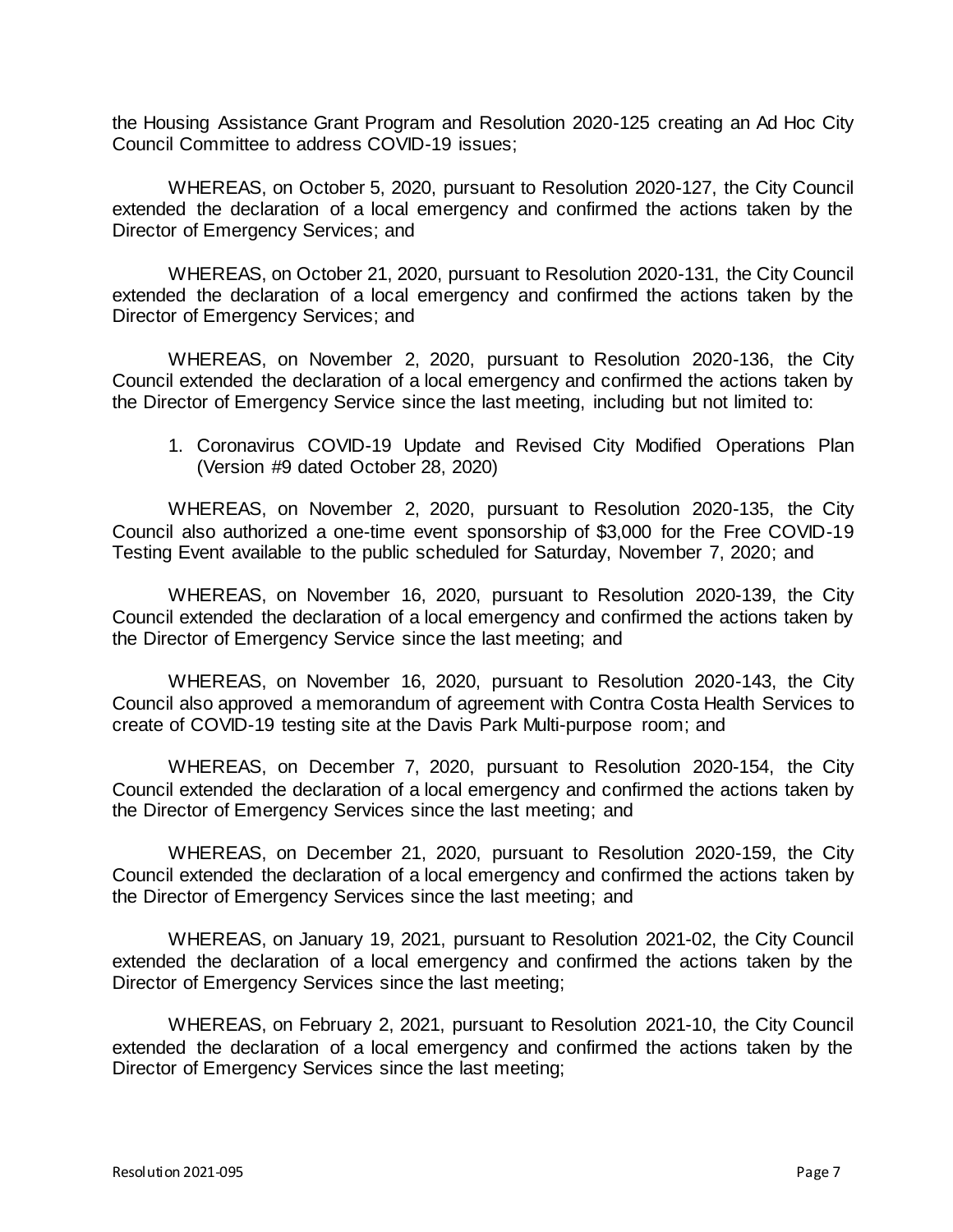the Housing Assistance Grant Program and Resolution 2020-125 creating an Ad Hoc City Council Committee to address COVID-19 issues;

WHEREAS, on October 5, 2020, pursuant to Resolution 2020-127, the City Council extended the declaration of a local emergency and confirmed the actions taken by the Director of Emergency Services; and

WHEREAS, on October 21, 2020, pursuant to Resolution 2020-131, the City Council extended the declaration of a local emergency and confirmed the actions taken by the Director of Emergency Services; and

WHEREAS, on November 2, 2020, pursuant to Resolution 2020-136, the City Council extended the declaration of a local emergency and confirmed the actions taken by the Director of Emergency Service since the last meeting, including but not limited to:

1. Coronavirus COVID-19 Update and Revised City Modified Operations Plan (Version #9 dated October 28, 2020)

WHEREAS, on November 2, 2020, pursuant to Resolution 2020-135, the City Council also authorized a one-time event sponsorship of $3,000 for the Free COVID-19 Testing Event available to the public scheduled for Saturday, November 7, 2020; and

WHEREAS, on November 16, 2020, pursuant to Resolution 2020-139, the City Council extended the declaration of a local emergency and confirmed the actions taken by the Director of Emergency Service since the last meeting; and

WHEREAS, on November 16, 2020, pursuant to Resolution 2020-143, the City Council also approved a memorandum of agreement with Contra Costa Health Services to create of COVID-19 testing site at the Davis Park Multi-purpose room; and

WHEREAS, on December 7, 2020, pursuant to Resolution 2020-154, the City Council extended the declaration of a local emergency and confirmed the actions taken by the Director of Emergency Services since the last meeting; and

WHEREAS, on December 21, 2020, pursuant to Resolution 2020-159, the City Council extended the declaration of a local emergency and confirmed the actions taken by the Director of Emergency Services since the last meeting; and

WHEREAS, on January 19, 2021, pursuant to Resolution 2021-02, the City Council extended the declaration of a local emergency and confirmed the actions taken by the Director of Emergency Services since the last meeting;

WHEREAS, on February 2, 2021, pursuant to Resolution 2021-10, the City Council extended the declaration of a local emergency and confirmed the actions taken by the Director of Emergency Services since the last meeting;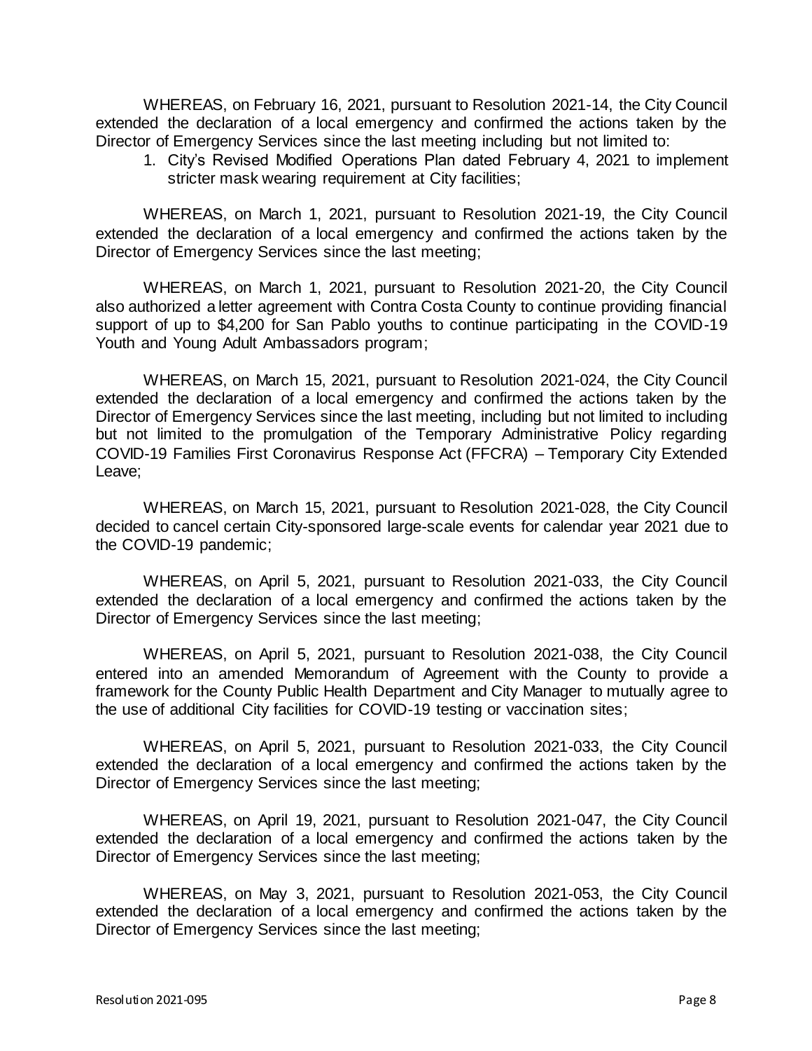WHEREAS, on February 16, 2021, pursuant to Resolution 2021-14, the City Council extended the declaration of a local emergency and confirmed the actions taken by the Director of Emergency Services since the last meeting including but not limited to:

1. City's Revised Modified Operations Plan dated February 4, 2021 to implement stricter mask wearing requirement at City facilities;

WHEREAS, on March 1, 2021, pursuant to Resolution 2021-19, the City Council extended the declaration of a local emergency and confirmed the actions taken by the Director of Emergency Services since the last meeting;

WHEREAS, on March 1, 2021, pursuant to Resolution 2021-20, the City Council also authorized a letter agreement with Contra Costa County to continue providing financial support of up to $4,200 for San Pablo youths to continue participating in the COVID-19 Youth and Young Adult Ambassadors program;

WHEREAS, on March 15, 2021, pursuant to Resolution 2021-024, the City Council extended the declaration of a local emergency and confirmed the actions taken by the Director of Emergency Services since the last meeting, including but not limited to including but not limited to the promulgation of the Temporary Administrative Policy regarding COVID-19 Families First Coronavirus Response Act (FFCRA) – Temporary City Extended Leave;

WHEREAS, on March 15, 2021, pursuant to Resolution 2021-028, the City Council decided to cancel certain City-sponsored large-scale events for calendar year 2021 due to the COVID-19 pandemic;

WHEREAS, on April 5, 2021, pursuant to Resolution 2021-033, the City Council extended the declaration of a local emergency and confirmed the actions taken by the Director of Emergency Services since the last meeting;

WHEREAS, on April 5, 2021, pursuant to Resolution 2021-038, the City Council entered into an amended Memorandum of Agreement with the County to provide a framework for the County Public Health Department and City Manager to mutually agree to the use of additional City facilities for COVID-19 testing or vaccination sites;

WHEREAS, on April 5, 2021, pursuant to Resolution 2021-033, the City Council extended the declaration of a local emergency and confirmed the actions taken by the Director of Emergency Services since the last meeting;

WHEREAS, on April 19, 2021, pursuant to Resolution 2021-047, the City Council extended the declaration of a local emergency and confirmed the actions taken by the Director of Emergency Services since the last meeting;

WHEREAS, on May 3, 2021, pursuant to Resolution 2021-053, the City Council extended the declaration of a local emergency and confirmed the actions taken by the Director of Emergency Services since the last meeting;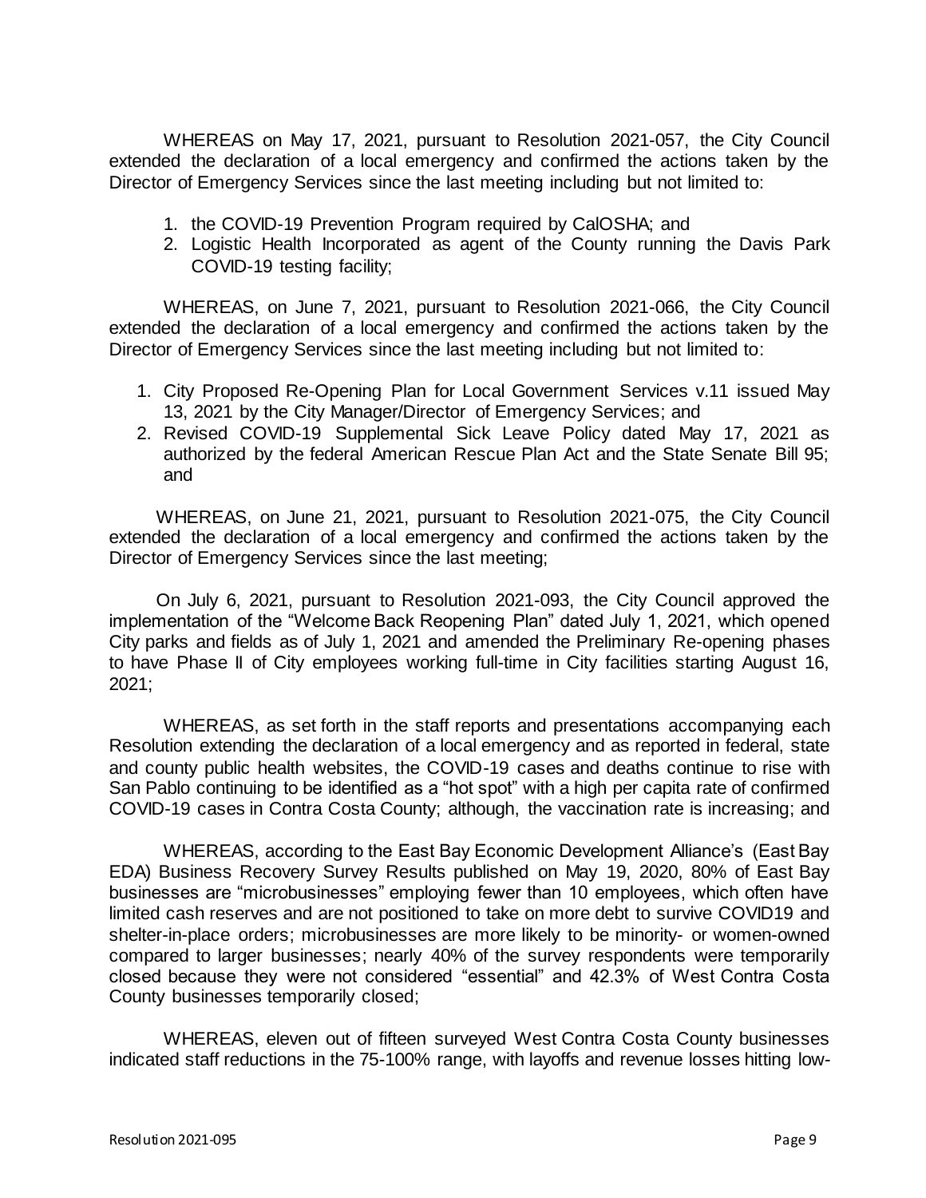WHEREAS on May 17, 2021, pursuant to Resolution 2021-057, the City Council extended the declaration of a local emergency and confirmed the actions taken by the Director of Emergency Services since the last meeting including but not limited to:

1. the COVID-19 Prevention Program required by CalOSHA; and
2. Logistic Health Incorporated as agent of the County running the Davis Park COVID-19 testing facility;

WHEREAS, on June 7, 2021, pursuant to Resolution 2021-066, the City Council extended the declaration of a local emergency and confirmed the actions taken by the Director of Emergency Services since the last meeting including but not limited to:

1. City Proposed Re-Opening Plan for Local Government Services v.11 issued May 13, 2021 by the City Manager/Director of Emergency Services; and
2. Revised COVID-19 Supplemental Sick Leave Policy dated May 17, 2021 as authorized by the federal American Rescue Plan Act and the State Senate Bill 95; and

WHEREAS, on June 21, 2021, pursuant to Resolution 2021-075, the City Council extended the declaration of a local emergency and confirmed the actions taken by the Director of Emergency Services since the last meeting;

On July 6, 2021, pursuant to Resolution 2021-093, the City Council approved the implementation of the "Welcome Back Reopening Plan" dated July 1, 2021, which opened City parks and fields as of July 1, 2021 and amended the Preliminary Re-opening phases to have Phase II of City employees working full-time in City facilities starting August 16, 2021;

WHEREAS, as set forth in the staff reports and presentations accompanying each Resolution extending the declaration of a local emergency and as reported in federal, state and county public health websites, the COVID-19 cases and deaths continue to rise with San Pablo continuing to be identified as a "hot spot" with a high per capita rate of confirmed COVID-19 cases in Contra Costa County; although, the vaccination rate is increasing; and

WHEREAS, according to the East Bay Economic Development Alliance's (East Bay EDA) Business Recovery Survey Results published on May 19, 2020, 80% of East Bay businesses are "microbusinesses" employing fewer than 10 employees, which often have limited cash reserves and are not positioned to take on more debt to survive COVID19 and shelter-in-place orders; microbusinesses are more likely to be minority- or women-owned compared to larger businesses; nearly 40% of the survey respondents were temporarily closed because they were not considered "essential" and 42.3% of West Contra Costa County businesses temporarily closed;

WHEREAS, eleven out of fifteen surveyed West Contra Costa County businesses indicated staff reductions in the 75-100% range, with layoffs and revenue losses hitting low-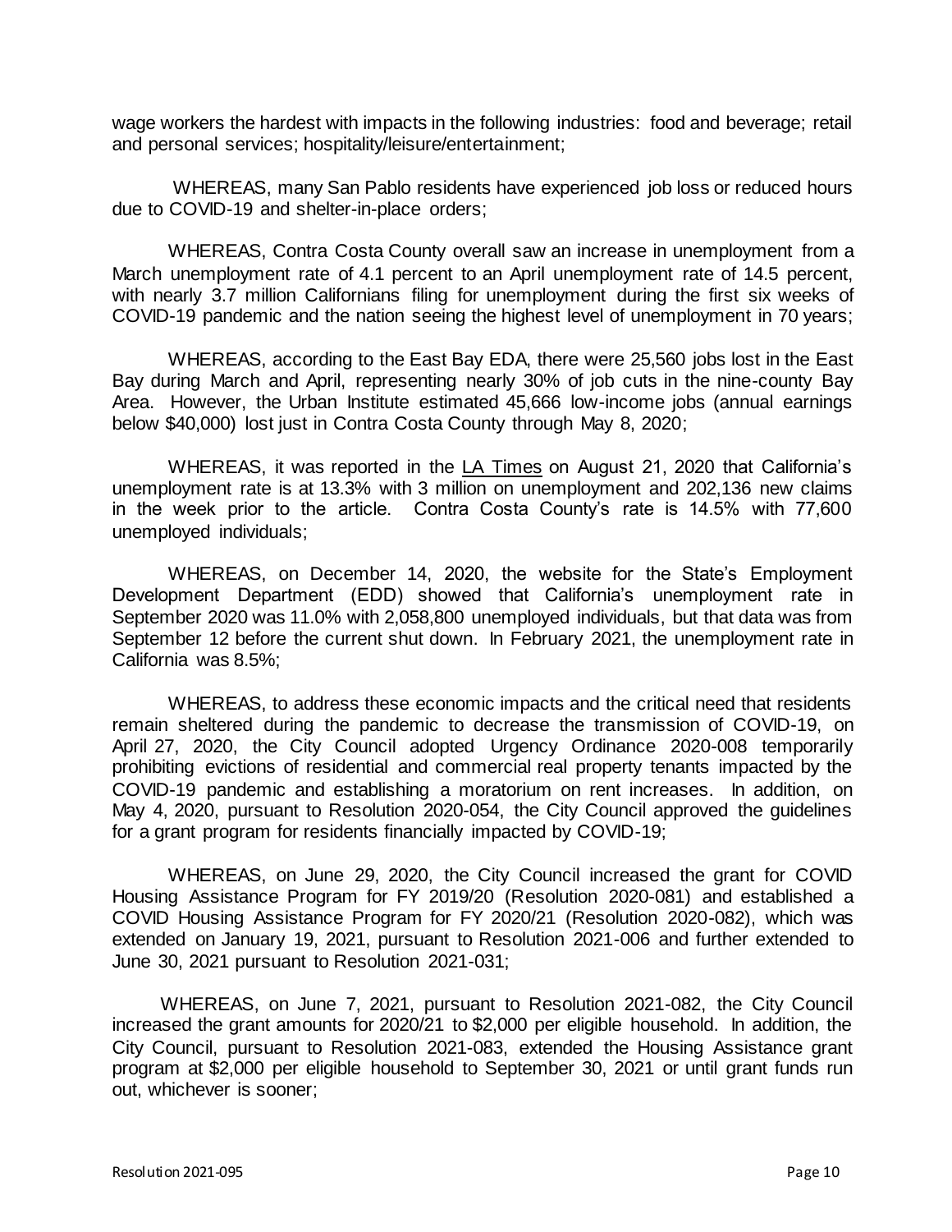wage workers the hardest with impacts in the following industries: food and beverage; retail and personal services; hospitality/leisure/entertainment;

WHEREAS, many San Pablo residents have experienced job loss or reduced hours due to COVID-19 and shelter-in-place orders;

WHEREAS, Contra Costa County overall saw an increase in unemployment from a March unemployment rate of 4.1 percent to an April unemployment rate of 14.5 percent, with nearly 3.7 million Californians filing for unemployment during the first six weeks of COVID-19 pandemic and the nation seeing the highest level of unemployment in 70 years;

WHEREAS, according to the East Bay EDA, there were 25,560 jobs lost in the East Bay during March and April, representing nearly 30% of job cuts in the nine-county Bay Area. However, the Urban Institute estimated 45,666 low-income jobs (annual earnings below $40,000) lost just in Contra Costa County through May 8, 2020;

WHEREAS, it was reported in the LA Times on August 21, 2020 that California's unemployment rate is at 13.3% with 3 million on unemployment and 202,136 new claims in the week prior to the article. Contra Costa County's rate is 14.5% with 77,600 unemployed individuals;

WHEREAS, on December 14, 2020, the website for the State's Employment Development Department (EDD) showed that California's unemployment rate in September 2020 was 11.0% with 2,058,800 unemployed individuals, but that data was from September 12 before the current shut down. In February 2021, the unemployment rate in California was 8.5%;

WHEREAS, to address these economic impacts and the critical need that residents remain sheltered during the pandemic to decrease the transmission of COVID-19, on April 27, 2020, the City Council adopted Urgency Ordinance 2020-008 temporarily prohibiting evictions of residential and commercial real property tenants impacted by the COVID-19 pandemic and establishing a moratorium on rent increases. In addition, on May 4, 2020, pursuant to Resolution 2020-054, the City Council approved the guidelines for a grant program for residents financially impacted by COVID-19;

WHEREAS, on June 29, 2020, the City Council increased the grant for COVID Housing Assistance Program for FY 2019/20 (Resolution 2020-081) and established a COVID Housing Assistance Program for FY 2020/21 (Resolution 2020-082), which was extended on January 19, 2021, pursuant to Resolution 2021-006 and further extended to June 30, 2021 pursuant to Resolution 2021-031;

WHEREAS, on June 7, 2021, pursuant to Resolution 2021-082, the City Council increased the grant amounts for 2020/21 to $2,000 per eligible household. In addition, the City Council, pursuant to Resolution 2021-083, extended the Housing Assistance grant program at $2,000 per eligible household to September 30, 2021 or until grant funds run out, whichever is sooner;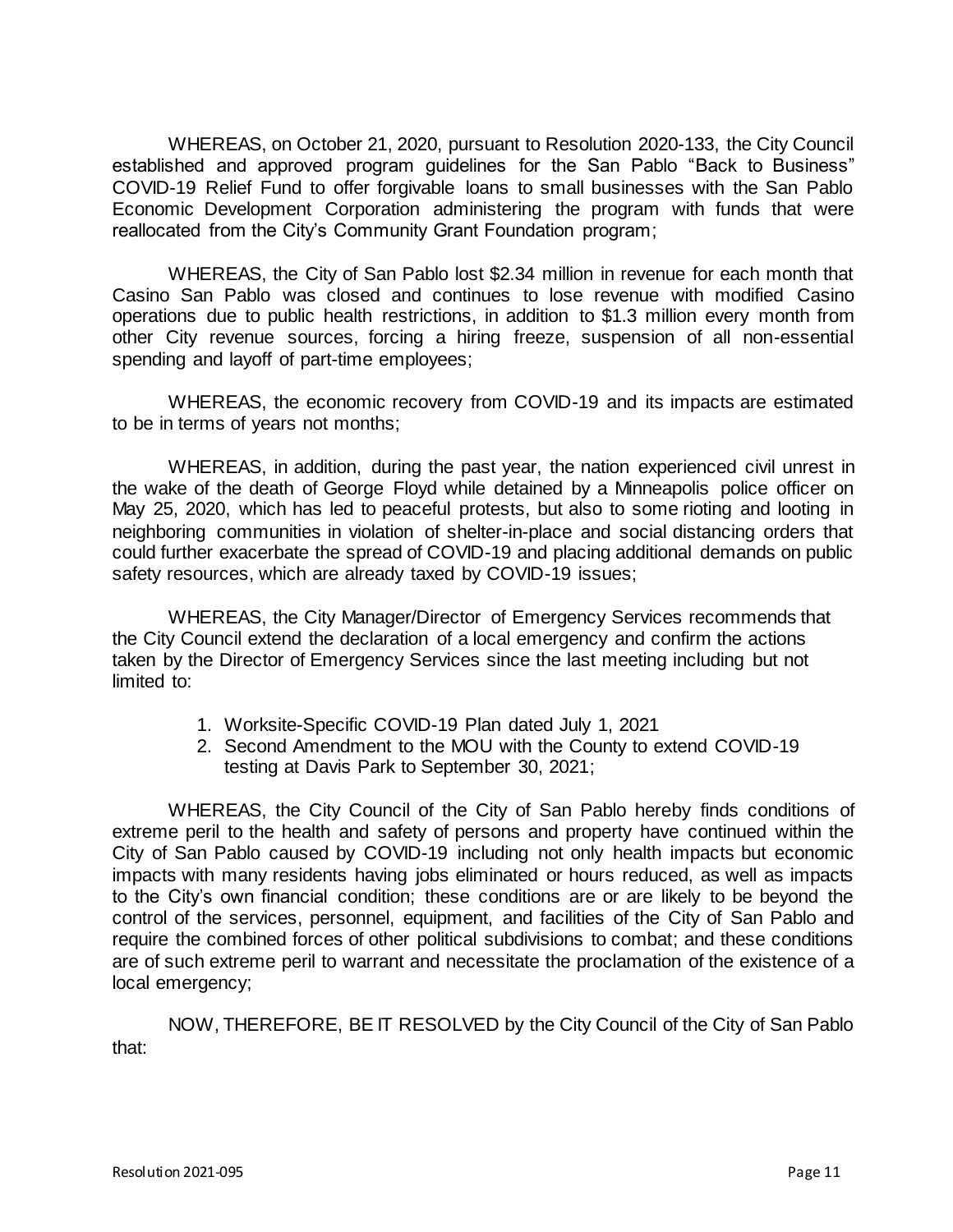WHEREAS, on October 21, 2020, pursuant to Resolution 2020-133, the City Council established and approved program guidelines for the San Pablo "Back to Business" COVID-19 Relief Fund to offer forgivable loans to small businesses with the San Pablo Economic Development Corporation administering the program with funds that were reallocated from the City's Community Grant Foundation program;

WHEREAS, the City of San Pablo lost $2.34 million in revenue for each month that Casino San Pablo was closed and continues to lose revenue with modified Casino operations due to public health restrictions, in addition to $1.3 million every month from other City revenue sources, forcing a hiring freeze, suspension of all non-essential spending and layoff of part-time employees;

WHEREAS, the economic recovery from COVID-19 and its impacts are estimated to be in terms of years not months;

WHEREAS, in addition, during the past year, the nation experienced civil unrest in the wake of the death of George Floyd while detained by a Minneapolis police officer on May 25, 2020, which has led to peaceful protests, but also to some rioting and looting in neighboring communities in violation of shelter-in-place and social distancing orders that could further exacerbate the spread of COVID-19 and placing additional demands on public safety resources, which are already taxed by COVID-19 issues;

WHEREAS, the City Manager/Director of Emergency Services recommends that the City Council extend the declaration of a local emergency and confirm the actions taken by the Director of Emergency Services since the last meeting including but not limited to:

1. Worksite-Specific COVID-19 Plan dated July 1, 2021
2. Second Amendment to the MOU with the County to extend COVID-19 testing at Davis Park to September 30, 2021;

WHEREAS, the City Council of the City of San Pablo hereby finds conditions of extreme peril to the health and safety of persons and property have continued within the City of San Pablo caused by COVID-19 including not only health impacts but economic impacts with many residents having jobs eliminated or hours reduced, as well as impacts to the City's own financial condition; these conditions are or are likely to be beyond the control of the services, personnel, equipment, and facilities of the City of San Pablo and require the combined forces of other political subdivisions to combat; and these conditions are of such extreme peril to warrant and necessitate the proclamation of the existence of a local emergency;

NOW, THEREFORE, BE IT RESOLVED by the City Council of the City of San Pablo that: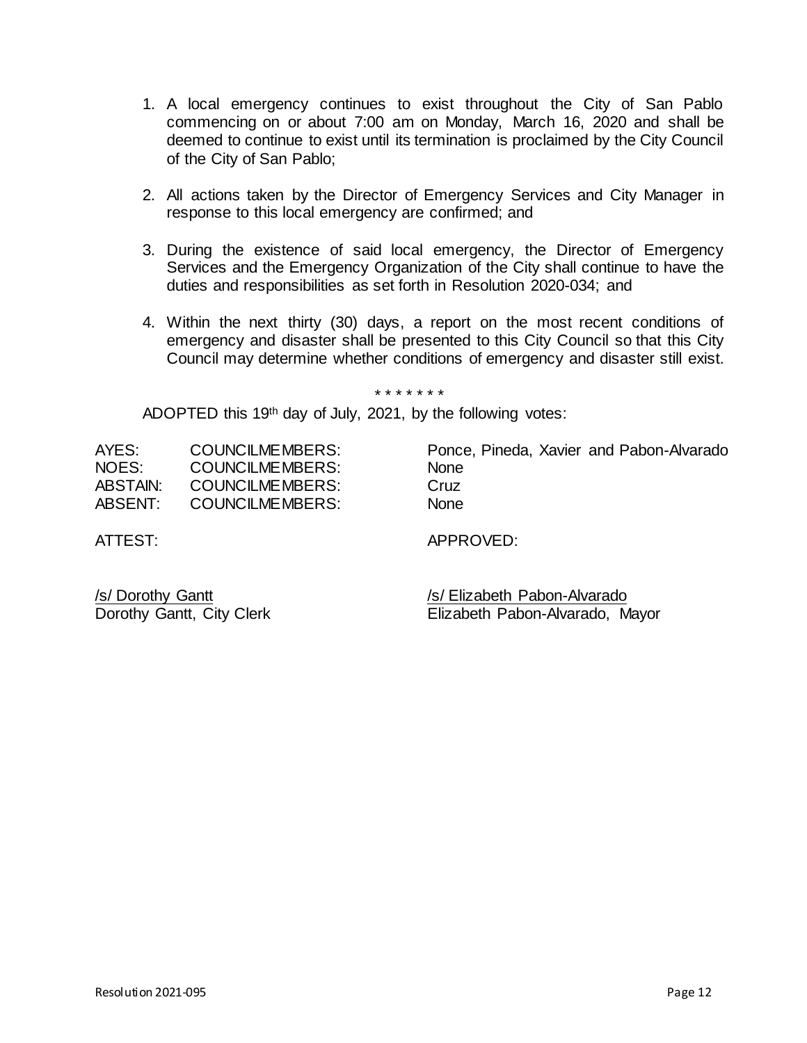1. A local emergency continues to exist throughout the City of San Pablo commencing on or about 7:00 am on Monday, March 16, 2020 and shall be deemed to continue to exist until its termination is proclaimed by the City Council of the City of San Pablo;

2. All actions taken by the Director of Emergency Services and City Manager in response to this local emergency are confirmed; and

3. During the existence of said local emergency, the Director of Emergency Services and the Emergency Organization of the City shall continue to have the duties and responsibilities as set forth in Resolution 2020-034; and

4. Within the next thirty (30) days, a report on the most recent conditions of emergency and disaster shall be presented to this City Council so that this City Council may determine whether conditions of emergency and disaster still exist.

\* \* \* \* \* \* \*

ADOPTED this 19th day of July, 2021, by the following votes:

| | | |
|---|---|---|
| AYES: | COUNCILMEMBERS: | Ponce, Pineda, Xavier and Pabon-Alvarado |
| NOES: | COUNCILMEMBERS: | None |
| ABSTAIN: | COUNCILMEMBERS: | Cruz |
| ABSENT: | COUNCILMEMBERS: | None |

ATTEST:

/s/ Dorothy Gantt
Dorothy Gantt, City Clerk

APPROVED:

/s/ Elizabeth Pabon-Alvarado
Elizabeth Pabon-Alvarado, Mayor

Resolution 2021-095